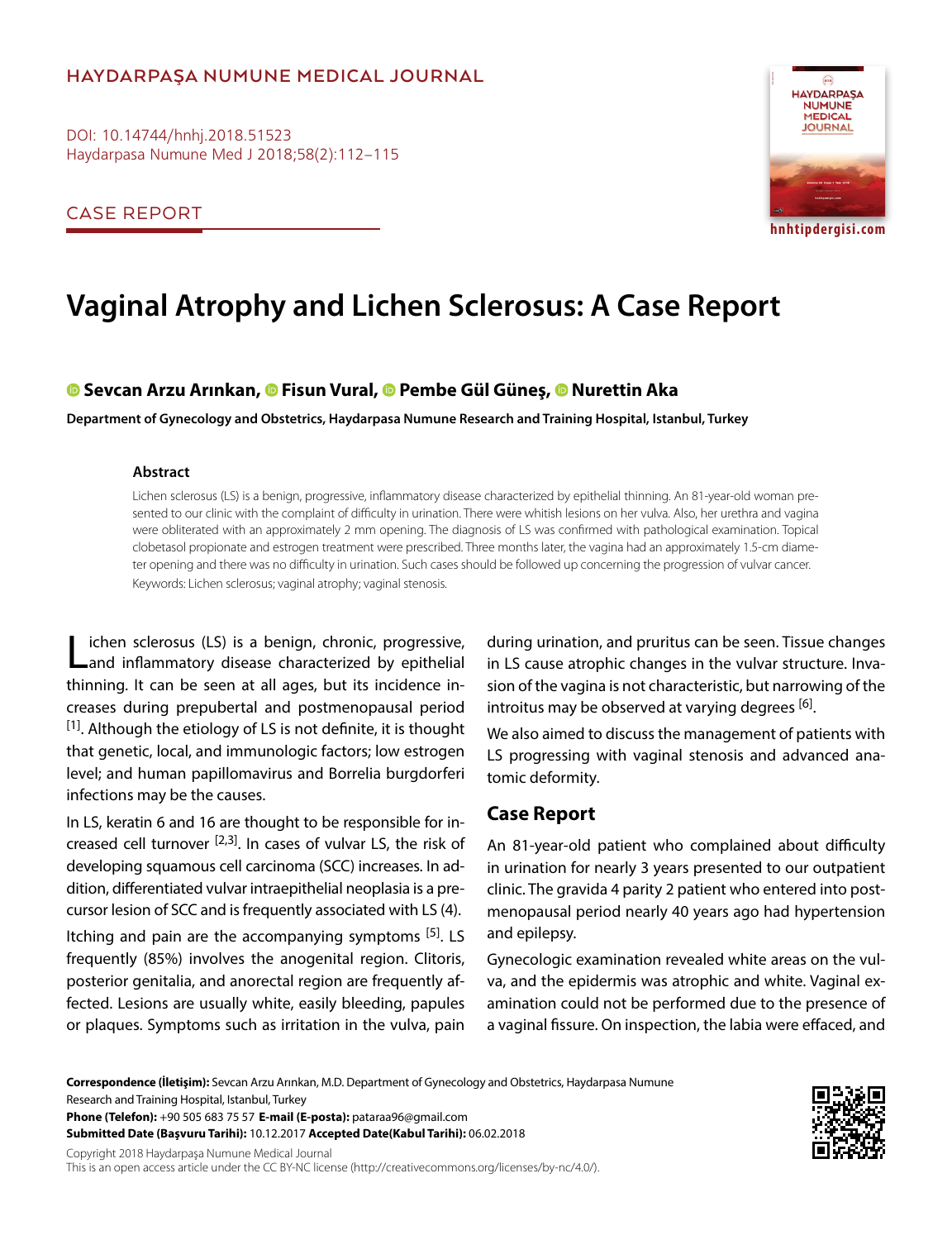HAYDARPAŞA NUMUNE MEDICAL JOURNAL

DOI: 10.14744/hnhj.2018.51523

CASE REPORT

# Vaginal Atrophy and Lichen Sclerosus: A Case Report

**Sevcan Arzu Arınkan, Fisun Vural, Pembe Gül Güneş, Nurettin Aka**

**Department of Gynecology and Obstetrics, Haydarpasa Numune Research and Training Hospital, Istanbul, Turkey**

### Abstract

Lichen sclerosus (LS) is a benign, progressive, inflammatory disease characterized by epithelial thinning. An 81-year-old woman presented to our clinic with the complaint of difficulty in urination. There were whitish lesions on her vulva. Also, her urethra and vagina were obliterated with an approximately 2 mm opening. The diagnosis of LS was confirmed with pathological examination. Topical clobetasol propionate and estrogen treatment were prescribed. Three months later, the vagina had an approximately 1.5-cm diameter opening and there was no difficulty in urination. Such cases should be followed up concerning the progression of vulvar cancer.

Keywords: Lichen sclerosus; vaginal atrophy; vaginal stenosis.

Lichen sclerosus (LS) is a benign, chronic, progressive, and inflammatory disease characterized by epithelial thinning. It can be seen at all ages, but its incidence increases during prepubertal and postmenopausal period [1]. Although the etiology of LS is not definite, it is thought that genetic, local, and immunologic factors; low estrogen level; and human papillomavirus and Borrelia burgdorferi infections may be the causes.

In LS, keratin 6 and 16 are thought to be responsible for increased cell turnover [2,3]. In cases of vulvar LS, the risk of developing squamous cell carcinoma (SCC) increases. In addition, differentiated vulvar intraepithelial neoplasia is a precursor lesion of SCC and is frequently associated with LS (4).

Itching and pain are the accompanying symptoms [5]. LS frequently (85%) involves the anogenital region. Clitoris, posterior genitalia, and anorectal region are frequently affected. Lesions are usually white, easily bleeding, papules or plaques. Symptoms such as irritation in the vulva, pain during urination, and pruritus can be seen. Tissue changes in LS cause atrophic changes in the vulvar structure. Invasion of the vagina is not characteristic, but narrowing of the introitus may be observed at varying degrees [6].

We also aimed to discuss the management of patients with LS progressing with vaginal stenosis and advanced anatomic deformity.

## Case Report

An 81-year-old patient who complained about difficulty in urination for nearly 3 years presented to our outpatient clinic. The gravida 4 parity 2 patient who entered into postmenopausal period nearly 40 years ago had hypertension and epilepsy.

Gynecologic examination revealed white areas on the vulva, and the epidermis was atrophic and white. Vaginal examination could not be performed due to the presence of a vaginal fissure. On inspection, the labia were effaced, and

**Correspondence (İletişim):** Sevcan Arzu Arınkan, M.D. Department of Gynecology and Obstetrics, Haydarpasa Numune Research and Training Hospital, Istanbul, Turkey

**Phone (Telefon):** +90 505 683 75 57 **E-mail (E-posta):** pataraa96@gmail.com

**Submitted Date (Başvuru Tarihi):** 10.12.2017 **Accepted Date(Kabul Tarihi):** 06.02.2018

Copyright 2018 Haydarpaşa Numune Medical Journal

This is an open access article under the CC BY-NC license (http://creativecommons.org/licenses/by-nc/4.0/).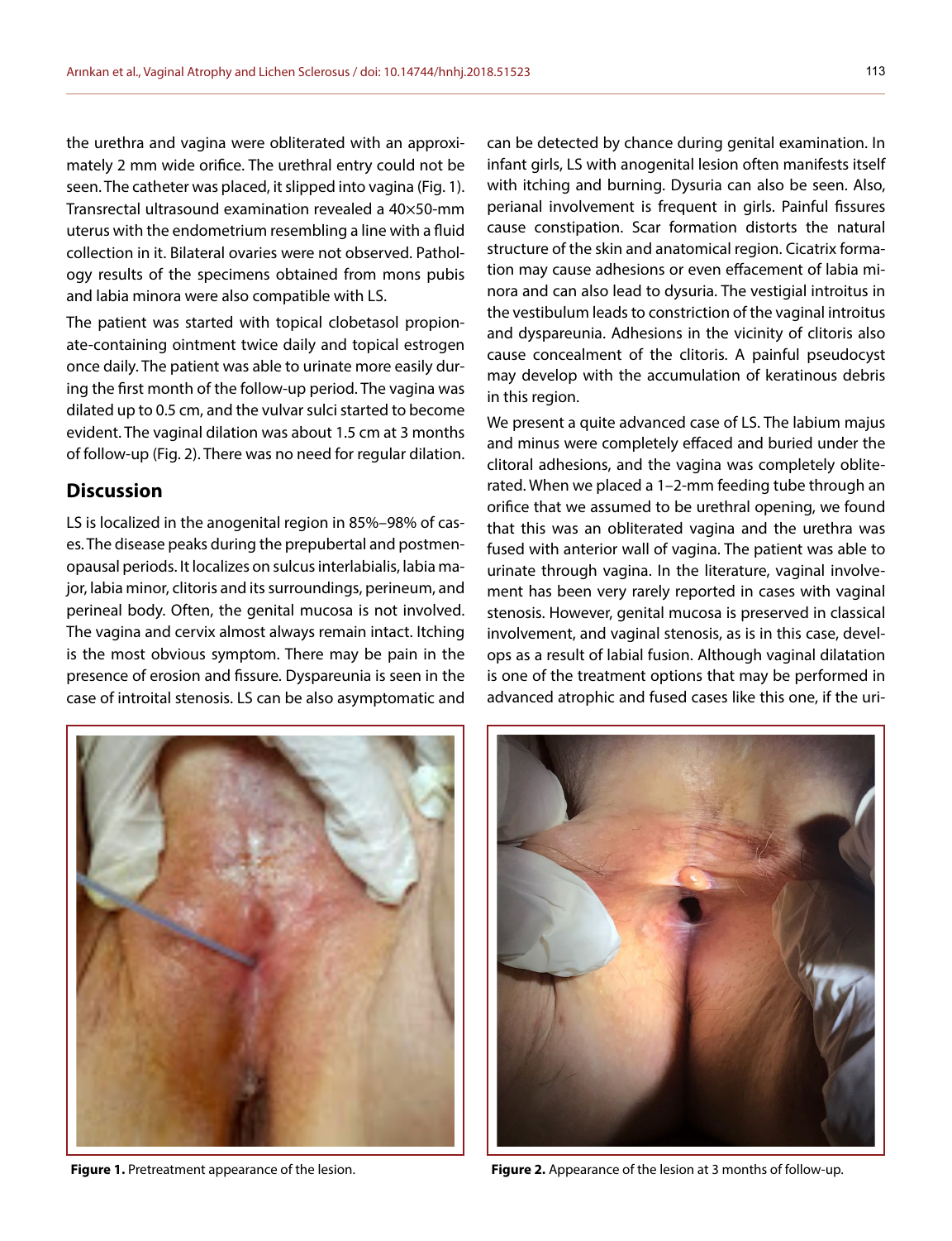the urethra and vagina were obliterated with an approximately 2 mm wide orifice. The urethral entry could not be seen. The catheter was placed, it slipped into vagina (Fig. 1). Transrectal ultrasound examination revealed a 40×50-mm uterus with the endometrium resembling a line with a fluid collection in it. Bilateral ovaries were not observed. Pathology results of the specimens obtained from mons pubis and labia minora were also compatible with LS.

The patient was started with topical clobetasol propionate-containing ointment twice daily and topical estrogen once daily. The patient was able to urinate more easily during the first month of the follow-up period. The vagina was dilated up to 0.5 cm, and the vulvar sulci started to become evident. The vaginal dilation was about 1.5 cm at 3 months of follow-up (Fig. 2). There was no need for regular dilation.

## Discussion

LS is localized in the anogenital region in 85%–98% of cases. The disease peaks during the prepubertal and postmenopausal periods. It localizes on sulcus interlabialis, labia major, labia minor, clitoris and its surroundings, perineum, and perineal body. Often, the genital mucosa is not involved. The vagina and cervix almost always remain intact. Itching is the most obvious symptom. There may be pain in the presence of erosion and fissure. Dyspareunia is seen in the case of introital stenosis. LS can be also asymptomatic and can be detected by chance during genital examination. In infant girls, LS with anogenital lesion often manifests itself with itching and burning. Dysuria can also be seen. Also, perianal involvement is frequent in girls. Painful fissures cause constipation. Scar formation distorts the natural structure of the skin and anatomical region. Cicatrix formation may cause adhesions or even effacement of labia minora and can also lead to dysuria. The vestigial introitus in the vestibulum leads to constriction of the vaginal introitus and dyspareunia. Adhesions in the vicinity of clitoris also cause concealment of the clitoris. A painful pseudocyst may develop with the accumulation of keratinous debris in this region.

We present a quite advanced case of LS. The labium majus and minus were completely effaced and buried under the clitoral adhesions, and the vagina was completely obliterated. When we placed a 1–2-mm feeding tube through an orifice that we assumed to be urethral opening, we found that this was an obliterated vagina and the urethra was fused with anterior wall of vagina. The patient was able to urinate through vagina. In the literature, vaginal involvement has been very rarely reported in cases with vaginal stenosis. However, genital mucosa is preserved in classical involvement, and vaginal stenosis, as is in this case, develops as a result of labial fusion. Although vaginal dilatation is one of the treatment options that may be performed in advanced atrophic and fused cases like this one, if the uri-

**Figure 1.** Pretreatment appearance of the lesion.

**Figure 2.** Appearance of the lesion at 3 months of follow-up.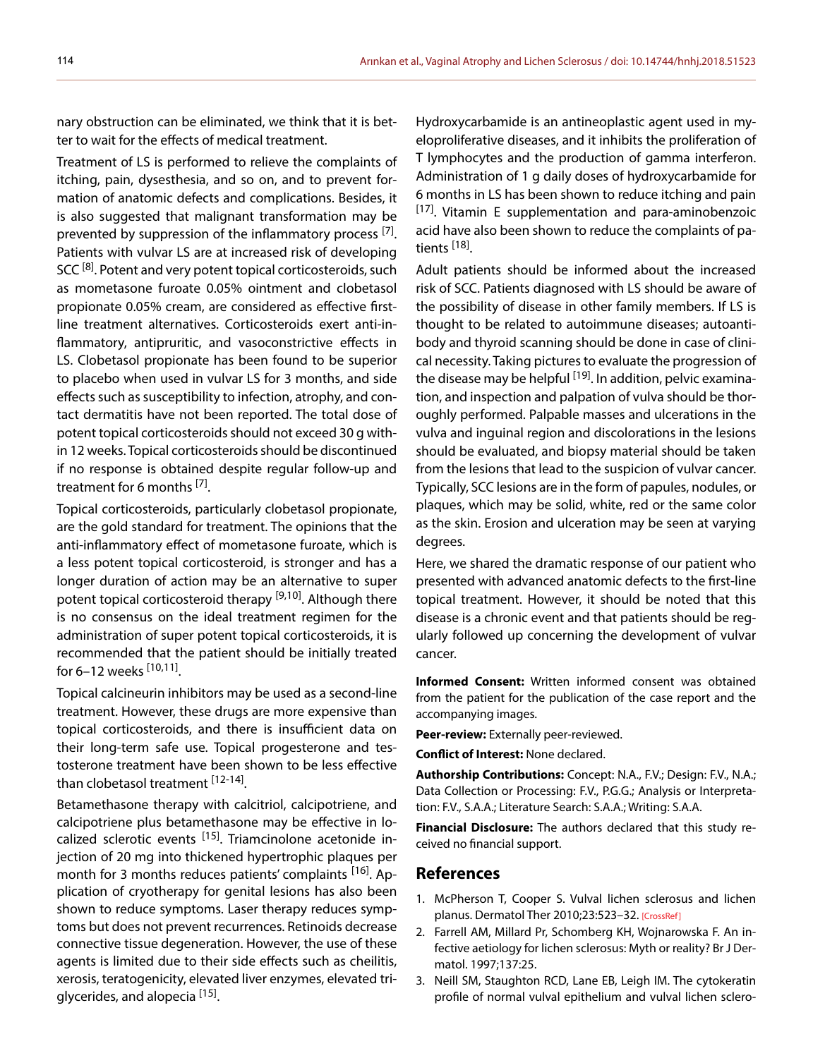nary obstruction can be eliminated, we think that it is better to wait for the effects of medical treatment.

Treatment of LS is performed to relieve the complaints of itching, pain, dysesthesia, and so on, and to prevent formation of anatomic defects and complications. Besides, it is also suggested that malignant transformation may be prevented by suppression of the inflammatory process [7]. Patients with vulvar LS are at increased risk of developing SCC [8]. Potent and very potent topical corticosteroids, such as mometasone furoate 0.05% ointment and clobetasol propionate 0.05% cream, are considered as effective first-line treatment alternatives. Corticosteroids exert anti-inflammatory, antipruritic, and vasoconstrictive effects in LS. Clobetasol propionate has been found to be superior to placebo when used in vulvar LS for 3 months, and side effects such as susceptibility to infection, atrophy, and contact dermatitis have not been reported. The total dose of potent topical corticosteroids should not exceed 30 g within 12 weeks. Topical corticosteroids should be discontinued if no response is obtained despite regular follow-up and treatment for 6 months [7].

Topical corticosteroids, particularly clobetasol propionate, are the gold standard for treatment. The opinions that the anti-inflammatory effect of mometasone furoate, which is a less potent topical corticosteroid, is stronger and has a longer duration of action may be an alternative to super potent topical corticosteroid therapy [9,10]. Although there is no consensus on the ideal treatment regimen for the administration of super potent topical corticosteroids, it is recommended that the patient should be initially treated for 6–12 weeks [10,11].

Topical calcineurin inhibitors may be used as a second-line treatment. However, these drugs are more expensive than topical corticosteroids, and there is insufficient data on their long-term safe use. Topical progesterone and testosterone treatment have been shown to be less effective than clobetasol treatment [12-14].

Betamethasone therapy with calcitriol, calcipotriene, and calcipotriene plus betamethasone may be effective in localized sclerotic events [15]. Triamcinolone acetonide injection of 20 mg into thickened hypertrophic plaques per month for 3 months reduces patients' complaints [16]. Application of cryotherapy for genital lesions has also been shown to reduce symptoms. Laser therapy reduces symptoms but does not prevent recurrences. Retinoids decrease connective tissue degeneration. However, the use of these agents is limited due to their side effects such as cheilitis, xerosis, teratogenicity, elevated liver enzymes, elevated triglycerides, and alopecia [15].

Hydroxycarbamide is an antineoplastic agent used in myeloproliferative diseases, and it inhibits the proliferation of T lymphocytes and the production of gamma interferon. Administration of 1 g daily doses of hydroxycarbamide for 6 months in LS has been shown to reduce itching and pain [17]. Vitamin E supplementation and para-aminobenzoic acid have also been shown to reduce the complaints of patients [18].

Adult patients should be informed about the increased risk of SCC. Patients diagnosed with LS should be aware of the possibility of disease in other family members. If LS is thought to be related to autoimmune diseases; autoantibody and thyroid scanning should be done in case of clinical necessity. Taking pictures to evaluate the progression of the disease may be helpful [19]. In addition, pelvic examination, and inspection and palpation of vulva should be thoroughly performed. Palpable masses and ulcerations in the vulva and inguinal region and discolorations in the lesions should be evaluated, and biopsy material should be taken from the lesions that lead to the suspicion of vulvar cancer. Typically, SCC lesions are in the form of papules, nodules, or plaques, which may be solid, white, red or the same color as the skin. Erosion and ulceration may be seen at varying degrees.

Here, we shared the dramatic response of our patient who presented with advanced anatomic defects to the first-line topical treatment. However, it should be noted that this disease is a chronic event and that patients should be regularly followed up concerning the development of vulvar cancer.

**Informed Consent:** Written informed consent was obtained from the patient for the publication of the case report and the accompanying images.

**Peer-review:** Externally peer-reviewed.

**Conflict of Interest:** None declared.

**Authorship Contributions:** Concept: N.A., F.V.; Design: F.V., N.A.; Data Collection or Processing: F.V., P.G.G.; Analysis or Interpretation: F.V., S.A.A.; Literature Search: S.A.A.; Writing: S.A.A.

**Financial Disclosure:** The authors declared that this study received no financial support.

## References

1. McPherson T, Cooper S. Vulval lichen sclerosus and lichen planus. Dermatol Ther 2010;23:523–32. [CrossRef]
2. Farrell AM, Millard Pr, Schomberg KH, Wojnarowska F. An infective aetiology for lichen sclerosus: Myth or reality? Br J Dermatol. 1997;137:25.
3. Neill SM, Staughton RCD, Lane EB, Leigh IM. The cytokeratin profile of normal vulval epithelium and vulval lichen sclero-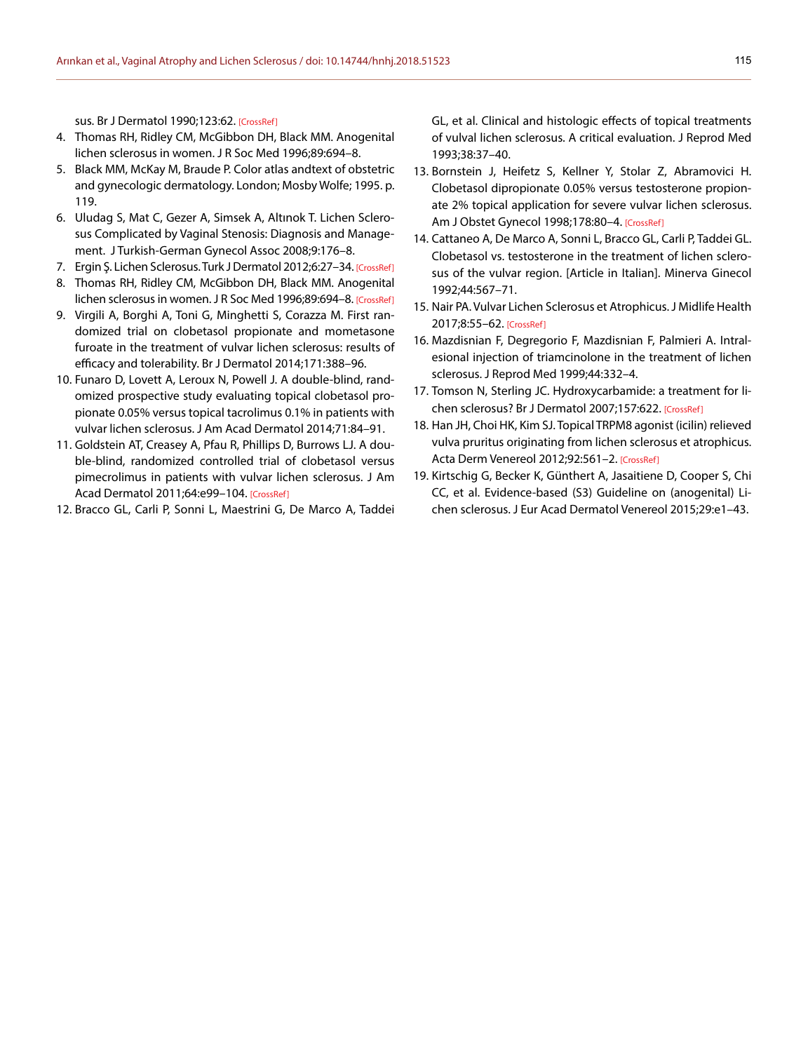sus. Br J Dermatol 1990;123:62. [CrossRef]

4. Thomas RH, Ridley CM, McGibbon DH, Black MM. Anogenital lichen sclerosus in women. J R Soc Med 1996;89:694–8.
5. Black MM, McKay M, Braude P. Color atlas andtext of obstetric and gynecologic dermatology. London; Mosby Wolfe; 1995. p. 119.
6. Uludag S, Mat C, Gezer A, Simsek A, Altınok T. Lichen Sclerosus Complicated by Vaginal Stenosis: Diagnosis and Management. J Turkish-German Gynecol Assoc 2008;9:176–8.
7. Ergin Ş. Lichen Sclerosus. Turk J Dermatol 2012;6:27–34. [CrossRef]
8. Thomas RH, Ridley CM, McGibbon DH, Black MM. Anogenital lichen sclerosus in women. J R Soc Med 1996;89:694–8. [CrossRef]
9. Virgili A, Borghi A, Toni G, Minghetti S, Corazza M. First randomized trial on clobetasol propionate and mometasone furoate in the treatment of vulvar lichen sclerosus: results of efficacy and tolerability. Br J Dermatol 2014;171:388–96.
10. Funaro D, Lovett A, Leroux N, Powell J. A double-blind, randomized prospective study evaluating topical clobetasol propionate 0.05% versus topical tacrolimus 0.1% in patients with vulvar lichen sclerosus. J Am Acad Dermatol 2014;71:84–91.
11. Goldstein AT, Creasey A, Pfau R, Phillips D, Burrows LJ. A double-blind, randomized controlled trial of clobetasol versus pimecrolimus in patients with vulvar lichen sclerosus. J Am Acad Dermatol 2011;64:e99–104. [CrossRef]
12. Bracco GL, Carli P, Sonni L, Maestrini G, De Marco A, Taddei GL, et al. Clinical and histologic effects of topical treatments of vulval lichen sclerosus. A critical evaluation. J Reprod Med 1993;38:37–40.
13. Bornstein J, Heifetz S, Kellner Y, Stolar Z, Abramovici H. Clobetasol dipropionate 0.05% versus testosterone propionate 2% topical application for severe vulvar lichen sclerosus. Am J Obstet Gynecol 1998;178:80–4. [CrossRef]
14. Cattaneo A, De Marco A, Sonni L, Bracco GL, Carli P, Taddei GL. Clobetasol vs. testosterone in the treatment of lichen sclerosus of the vulvar region. [Article in Italian]. Minerva Ginecol 1992;44:567–71.
15. Nair PA. Vulvar Lichen Sclerosus et Atrophicus. J Midlife Health 2017;8:55–62. [CrossRef]
16. Mazdisnian F, Degregorio F, Mazdisnian F, Palmieri A. Intralesional injection of triamcinolone in the treatment of lichen sclerosus. J Reprod Med 1999;44:332–4.
17. Tomson N, Sterling JC. Hydroxycarbamide: a treatment for lichen sclerosus? Br J Dermatol 2007;157:622. [CrossRef]
18. Han JH, Choi HK, Kim SJ. Topical TRPM8 agonist (icilin) relieved vulva pruritus originating from lichen sclerosus et atrophicus. Acta Derm Venereol 2012;92:561–2. [CrossRef]
19. Kirtschig G, Becker K, Günthert A, Jasaitiene D, Cooper S, Chi CC, et al. Evidence-based (S3) Guideline on (anogenital) Lichen sclerosus. J Eur Acad Dermatol Venereol 2015;29:e1–43.